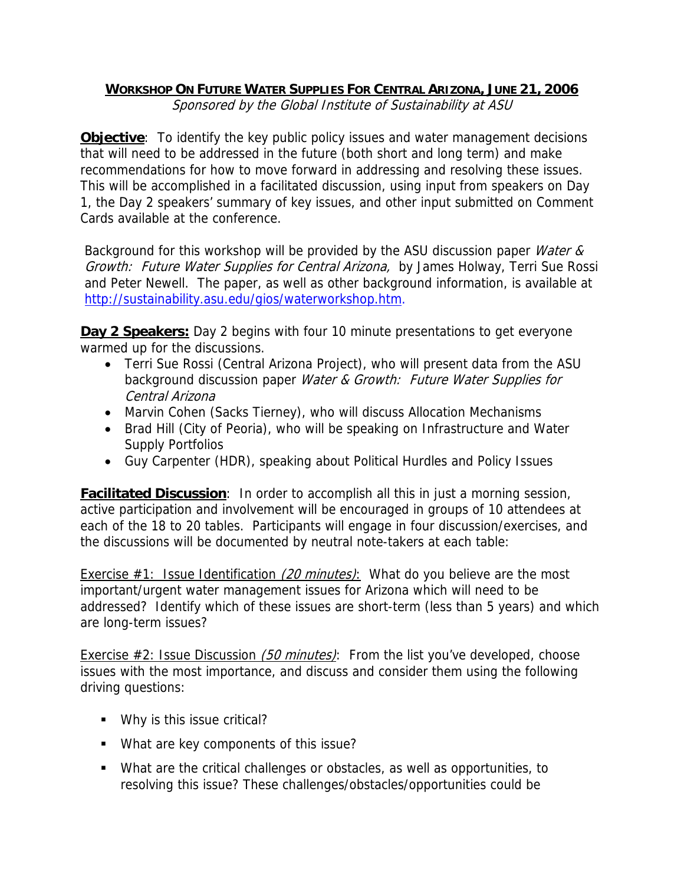# **WORKSHOP ON FUTURE WATER SUPPLIES FOR CENTRAL ARIZONA, JUNE 21, 2006**

*Sponsored by the Global Institute of Sustainability at ASU*

**Objective**: To identify the key public policy issues and water management decisions that will need to be addressed in the future (both short and long term) and make recommendations for how to move forward in addressing and resolving these issues. This will be accomplished in a facilitated discussion, using input from speakers on Day 1, the Day 2 speakers' summary of key issues, and other input submitted on Comment Cards available at the conference.

Background for this workshop will be provided by the ASU discussion paper *Water & Growth: Future Water Supplies for Central Arizona,* by James Holway, Terri Sue Rossi and Peter Newell. The paper, as well as other background information, is available at http://sustainability.asu.edu/gios/waterworkshop.htm.

**Day 2 Speakers:** Day 2 begins with four 10 minute presentations to get everyone warmed up for the discussions.

- Terri Sue Rossi (Central Arizona Project), who will present data from the ASU background discussion paper *Water & Growth: Future Water Supplies for Central Arizona*
- Marvin Cohen (Sacks Tierney), who will discuss Allocation Mechanisms
- Brad Hill (City of Peoria), who will be speaking on Infrastructure and Water Supply Portfolios
- Guy Carpenter (HDR), speaking about Political Hurdles and Policy Issues

**Facilitated Discussion**: In order to accomplish all this in just a morning session, active participation and involvement will be encouraged in groups of 10 attendees at each of the 18 to 20 tables. Participants will engage in four discussion/exercises, and the discussions will be documented by neutral note-takers at each table:

Exercise #1: Issue Identification *(20 minutes)*: What do you believe are the most important/urgent water management issues for Arizona which will need to be addressed? Identify which of these issues are short-term (less than 5 years) and which are long-term issues?

Exercise #2: Issue Discussion *(50 minutes)*: From the list you've developed, choose issues with the most importance, and discuss and consider them using the following driving questions:

- Why is this issue critical?
- What are key components of this issue?
- What are the critical challenges or obstacles, as well as opportunities, to resolving this issue? These challenges/obstacles/opportunities could be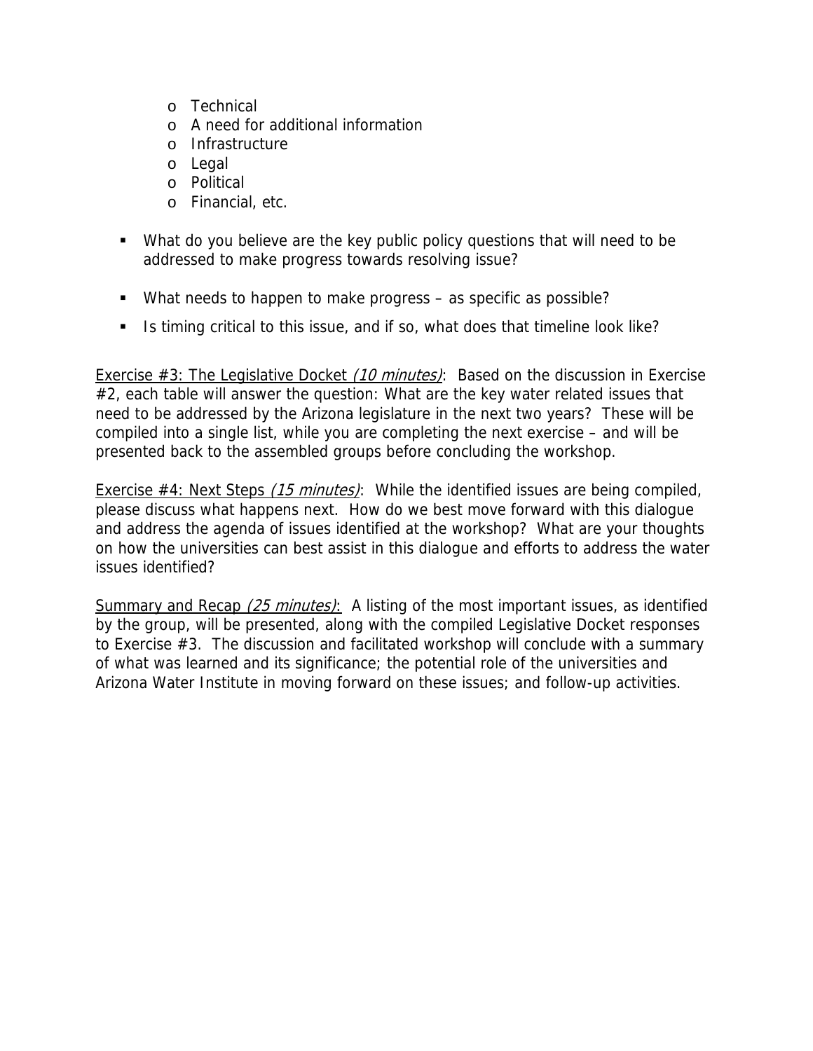- Technical
  - A need for additional information
  - Infrastructure
  - Legal
  - Political
  - Financial, etc.

- What do you believe are the key public policy questions that will need to be addressed to make progress towards resolving issue?

- What needs to happen to make progress – as specific as possible?

- Is timing critical to this issue, and if so, what does that timeline look like?

Exercise #3: The Legislative Docket *(10 minutes)*: Based on the discussion in Exercise #2, each table will answer the question: What are the key water related issues that need to be addressed by the Arizona legislature in the next two years? These will be compiled into a single list, while you are completing the next exercise – and will be presented back to the assembled groups before concluding the workshop.

Exercise #4: Next Steps *(15 minutes)*: While the identified issues are being compiled, please discuss what happens next. How do we best move forward with this dialogue and address the agenda of issues identified at the workshop? What are your thoughts on how the universities can best assist in this dialogue and efforts to address the water issues identified?

Summary and Recap *(25 minutes)*: A listing of the most important issues, as identified by the group, will be presented, along with the compiled Legislative Docket responses to Exercise #3. The discussion and facilitated workshop will conclude with a summary of what was learned and its significance; the potential role of the universities and Arizona Water Institute in moving forward on these issues; and follow-up activities.